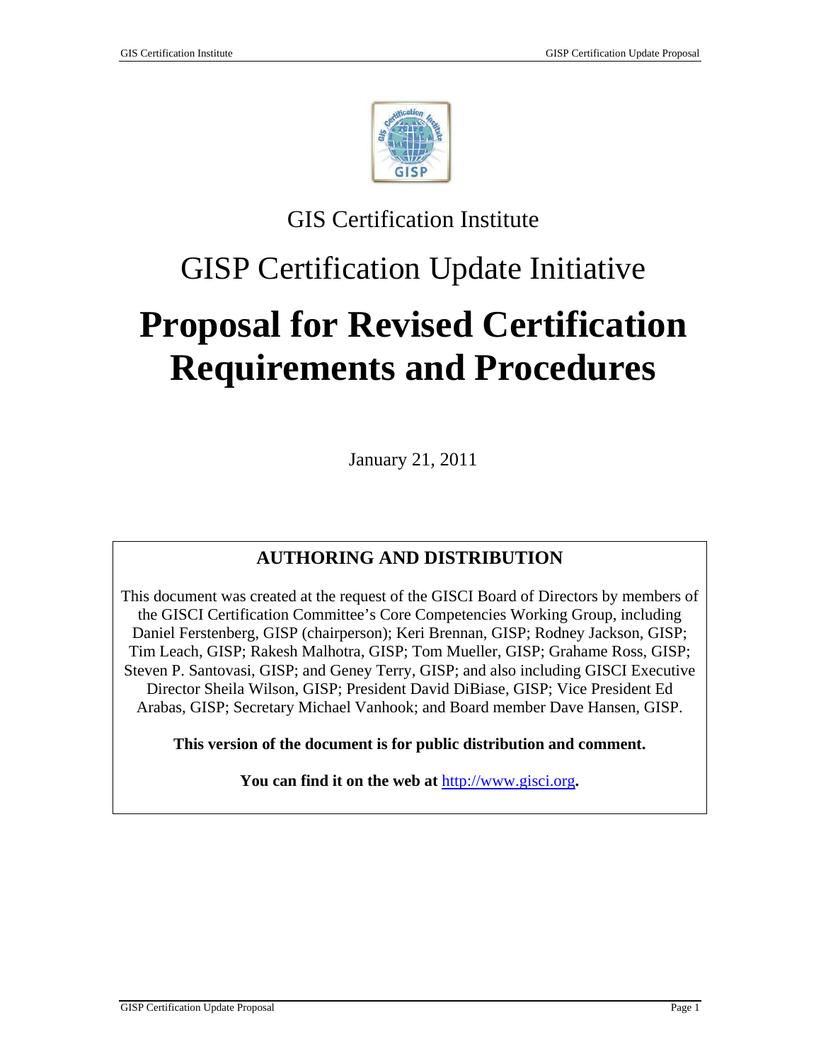GIS Certification Institute

GISP Certification Update Initiative

# Proposal for Revised Certification Requirements and Procedures

January 21, 2011

## AUTHORING AND DISTRIBUTION

This document was created at the request of the GISCI Board of Directors by members of the GISCI Certification Committee's Core Competencies Working Group, including Daniel Ferstenberg, GISP (chairperson); Keri Brennan, GISP; Rodney Jackson, GISP; Tim Leach, GISP; Rakesh Malhotra, GISP; Tom Mueller, GISP; Grahame Ross, GISP; Steven P. Santovasi, GISP; and Geney Terry, GISP; and also including GISCI Executive Director Sheila Wilson, GISP; President David DiBiase, GISP; Vice President Ed Arabas, GISP; Secretary Michael Vanhook; and Board member Dave Hansen, GISP.

**This version of the document is for public distribution and comment.**

**You can find it on the web at [http://www.gisci.org](http://www.gisci.org).**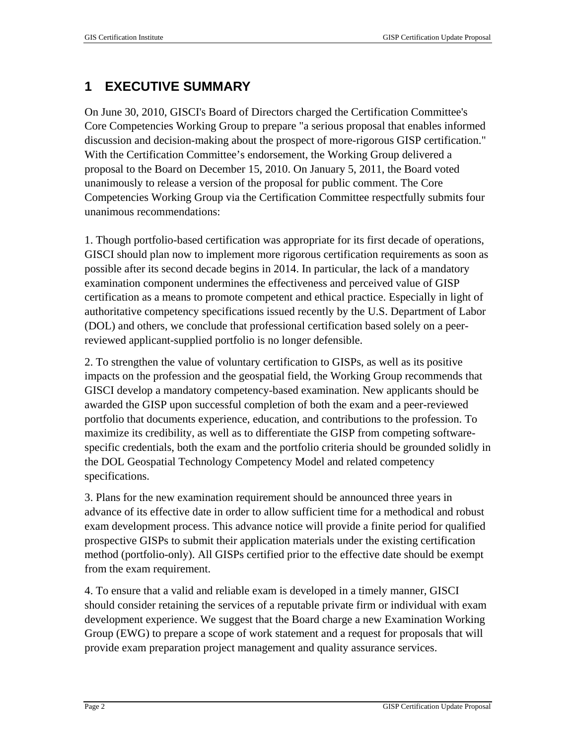# 1 EXECUTIVE SUMMARY

On June 30, 2010, GISCI's Board of Directors charged the Certification Committee's Core Competencies Working Group to prepare "a serious proposal that enables informed discussion and decision-making about the prospect of more-rigorous GISP certification." With the Certification Committee's endorsement, the Working Group delivered a proposal to the Board on December 15, 2010. On January 5, 2011, the Board voted unanimously to release a version of the proposal for public comment. The Core Competencies Working Group via the Certification Committee respectfully submits four unanimous recommendations:

1. Though portfolio-based certification was appropriate for its first decade of operations, GISCI should plan now to implement more rigorous certification requirements as soon as possible after its second decade begins in 2014. In particular, the lack of a mandatory examination component undermines the effectiveness and perceived value of GISP certification as a means to promote competent and ethical practice. Especially in light of authoritative competency specifications issued recently by the U.S. Department of Labor (DOL) and others, we conclude that professional certification based solely on a peer-reviewed applicant-supplied portfolio is no longer defensible.

2. To strengthen the value of voluntary certification to GISPs, as well as its positive impacts on the profession and the geospatial field, the Working Group recommends that GISCI develop a mandatory competency-based examination. New applicants should be awarded the GISP upon successful completion of both the exam and a peer-reviewed portfolio that documents experience, education, and contributions to the profession. To maximize its credibility, as well as to differentiate the GISP from competing software-specific credentials, both the exam and the portfolio criteria should be grounded solidly in the DOL Geospatial Technology Competency Model and related competency specifications.

3. Plans for the new examination requirement should be announced three years in advance of its effective date in order to allow sufficient time for a methodical and robust exam development process. This advance notice will provide a finite period for qualified prospective GISPs to submit their application materials under the existing certification method (portfolio-only). All GISPs certified prior to the effective date should be exempt from the exam requirement.

4. To ensure that a valid and reliable exam is developed in a timely manner, GISCI should consider retaining the services of a reputable private firm or individual with exam development experience. We suggest that the Board charge a new Examination Working Group (EWG) to prepare a scope of work statement and a request for proposals that will provide exam preparation project management and quality assurance services.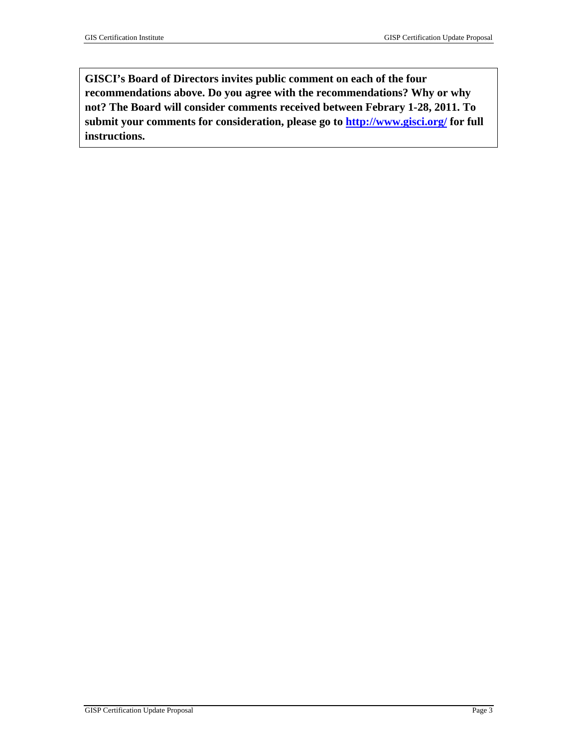**GISCI's Board of Directors invites public comment on each of the four recommendations above. Do you agree with the recommendations? Why or why not? The Board will consider comments received between Febrary 1-28, 2011. To submit your comments for consideration, please go to [http://www.gisci.org/](http://www.gisci.org/) for full instructions.**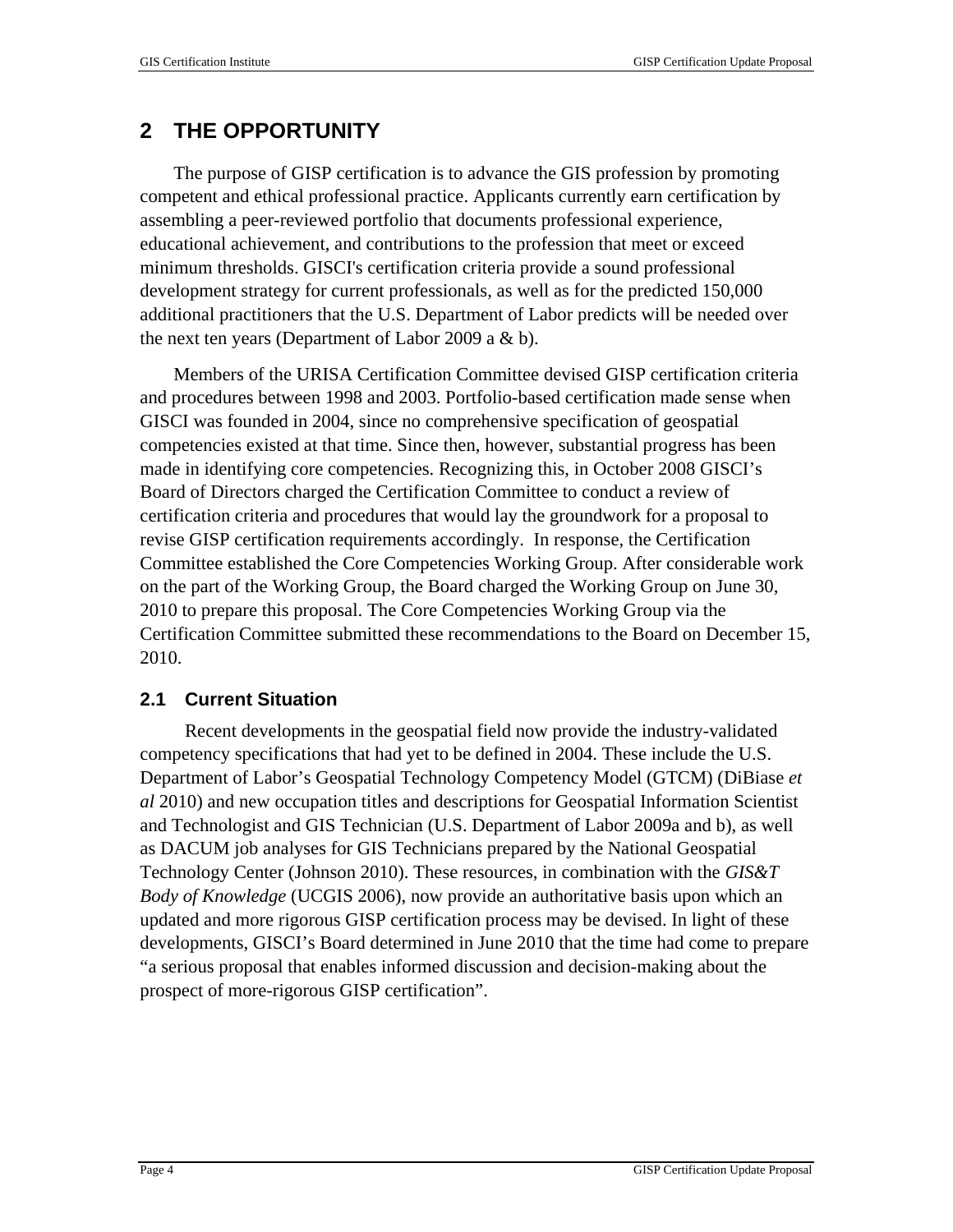# 2 THE OPPORTUNITY

The purpose of GISP certification is to advance the GIS profession by promoting competent and ethical professional practice. Applicants currently earn certification by assembling a peer-reviewed portfolio that documents professional experience, educational achievement, and contributions to the profession that meet or exceed minimum thresholds. GISCI's certification criteria provide a sound professional development strategy for current professionals, as well as for the predicted 150,000 additional practitioners that the U.S. Department of Labor predicts will be needed over the next ten years (Department of Labor 2009 a & b).

Members of the URISA Certification Committee devised GISP certification criteria and procedures between 1998 and 2003. Portfolio-based certification made sense when GISCI was founded in 2004, since no comprehensive specification of geospatial competencies existed at that time. Since then, however, substantial progress has been made in identifying core competencies. Recognizing this, in October 2008 GISCI's Board of Directors charged the Certification Committee to conduct a review of certification criteria and procedures that would lay the groundwork for a proposal to revise GISP certification requirements accordingly. In response, the Certification Committee established the Core Competencies Working Group. After considerable work on the part of the Working Group, the Board charged the Working Group on June 30, 2010 to prepare this proposal. The Core Competencies Working Group via the Certification Committee submitted these recommendations to the Board on December 15, 2010.

## 2.1 Current Situation

Recent developments in the geospatial field now provide the industry-validated competency specifications that had yet to be defined in 2004. These include the U.S. Department of Labor's Geospatial Technology Competency Model (GTCM) (DiBiase *et al* 2010) and new occupation titles and descriptions for Geospatial Information Scientist and Technologist and GIS Technician (U.S. Department of Labor 2009a and b), as well as DACUM job analyses for GIS Technicians prepared by the National Geospatial Technology Center (Johnson 2010). These resources, in combination with the *GIS&T Body of Knowledge* (UCGIS 2006), now provide an authoritative basis upon which an updated and more rigorous GISP certification process may be devised. In light of these developments, GISCI's Board determined in June 2010 that the time had come to prepare "a serious proposal that enables informed discussion and decision-making about the prospect of more-rigorous GISP certification".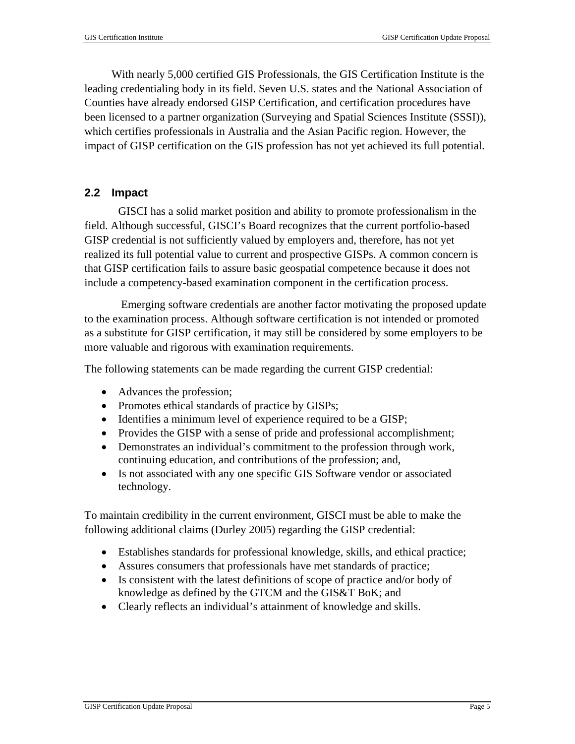With nearly 5,000 certified GIS Professionals, the GIS Certification Institute is the leading credentialing body in its field. Seven U.S. states and the National Association of Counties have already endorsed GISP Certification, and certification procedures have been licensed to a partner organization (Surveying and Spatial Sciences Institute (SSSI)), which certifies professionals in Australia and the Asian Pacific region. However, the impact of GISP certification on the GIS profession has not yet achieved its full potential.

## 2.2 Impact

GISCI has a solid market position and ability to promote professionalism in the field. Although successful, GISCI's Board recognizes that the current portfolio-based GISP credential is not sufficiently valued by employers and, therefore, has not yet realized its full potential value to current and prospective GISPs. A common concern is that GISP certification fails to assure basic geospatial competence because it does not include a competency-based examination component in the certification process.

Emerging software credentials are another factor motivating the proposed update to the examination process. Although software certification is not intended or promoted as a substitute for GISP certification, it may still be considered by some employers to be more valuable and rigorous with examination requirements.

The following statements can be made regarding the current GISP credential:

- Advances the profession;
- Promotes ethical standards of practice by GISPs;
- Identifies a minimum level of experience required to be a GISP;
- Provides the GISP with a sense of pride and professional accomplishment;
- Demonstrates an individual's commitment to the profession through work, continuing education, and contributions of the profession; and,
- Is not associated with any one specific GIS Software vendor or associated technology.

To maintain credibility in the current environment, GISCI must be able to make the following additional claims (Durley 2005) regarding the GISP credential:

- Establishes standards for professional knowledge, skills, and ethical practice;
- Assures consumers that professionals have met standards of practice;
- Is consistent with the latest definitions of scope of practice and/or body of knowledge as defined by the GTCM and the GIS&T BoK; and
- Clearly reflects an individual's attainment of knowledge and skills.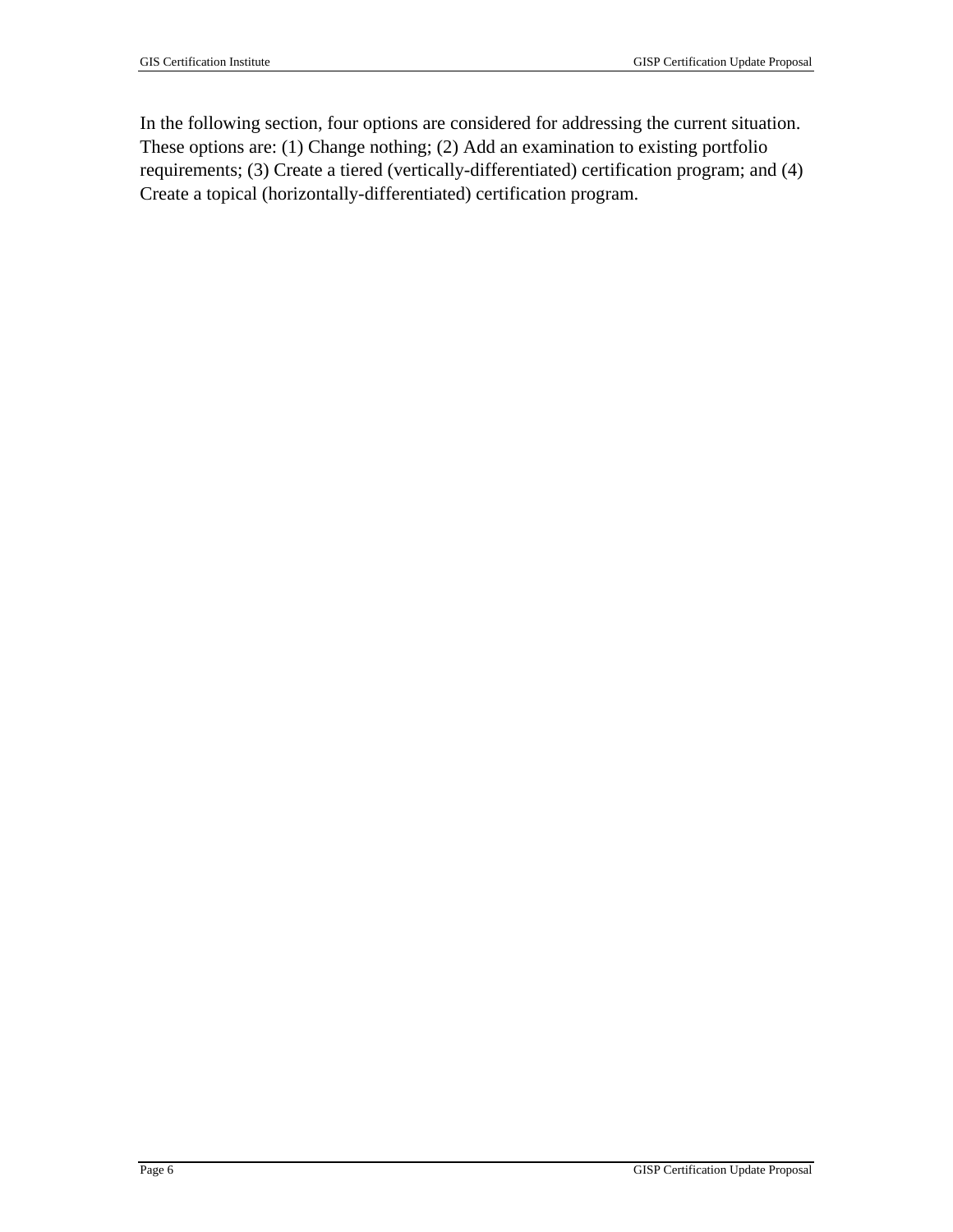In the following section, four options are considered for addressing the current situation. These options are: (1) Change nothing; (2) Add an examination to existing portfolio requirements; (3) Create a tiered (vertically-differentiated) certification program; and (4) Create a topical (horizontally-differentiated) certification program.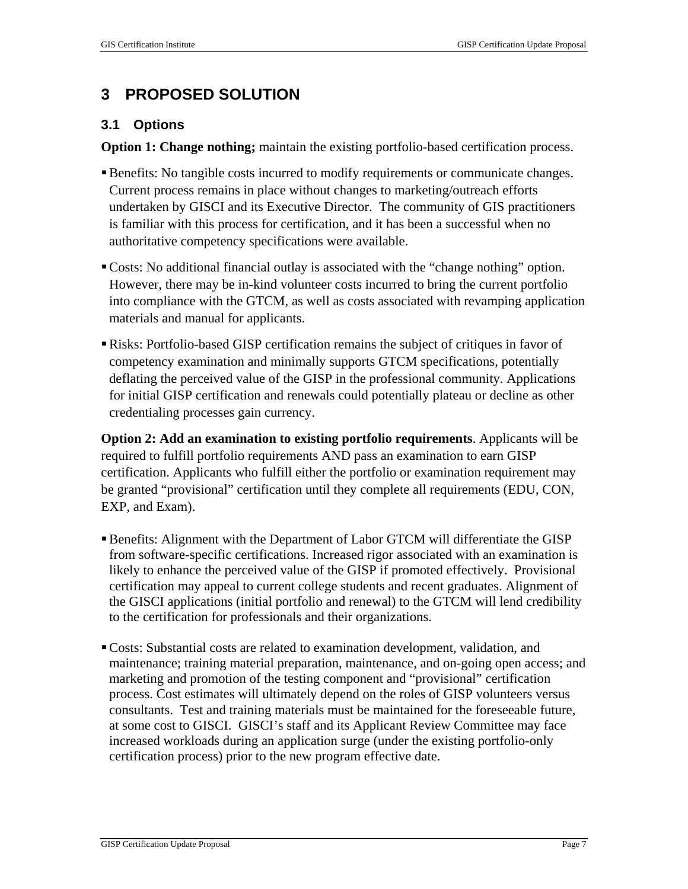# 3 PROPOSED SOLUTION

## 3.1 Options

**Option 1: Change nothing;** maintain the existing portfolio-based certification process.

- Benefits: No tangible costs incurred to modify requirements or communicate changes. Current process remains in place without changes to marketing/outreach efforts undertaken by GISCI and its Executive Director. The community of GIS practitioners is familiar with this process for certification, and it has been a successful when no authoritative competency specifications were available.
- Costs: No additional financial outlay is associated with the "change nothing" option. However, there may be in-kind volunteer costs incurred to bring the current portfolio into compliance with the GTCM, as well as costs associated with revamping application materials and manual for applicants.
- Risks: Portfolio-based GISP certification remains the subject of critiques in favor of competency examination and minimally supports GTCM specifications, potentially deflating the perceived value of the GISP in the professional community. Applications for initial GISP certification and renewals could potentially plateau or decline as other credentialing processes gain currency.

**Option 2: Add an examination to existing portfolio requirements**. Applicants will be required to fulfill portfolio requirements AND pass an examination to earn GISP certification. Applicants who fulfill either the portfolio or examination requirement may be granted "provisional" certification until they complete all requirements (EDU, CON, EXP, and Exam).

- Benefits: Alignment with the Department of Labor GTCM will differentiate the GISP from software-specific certifications. Increased rigor associated with an examination is likely to enhance the perceived value of the GISP if promoted effectively. Provisional certification may appeal to current college students and recent graduates. Alignment of the GISCI applications (initial portfolio and renewal) to the GTCM will lend credibility to the certification for professionals and their organizations.
- Costs: Substantial costs are related to examination development, validation, and maintenance; training material preparation, maintenance, and on-going open access; and marketing and promotion of the testing component and "provisional" certification process. Cost estimates will ultimately depend on the roles of GISP volunteers versus consultants. Test and training materials must be maintained for the foreseeable future, at some cost to GISCI. GISCI's staff and its Applicant Review Committee may face increased workloads during an application surge (under the existing portfolio-only certification process) prior to the new program effective date.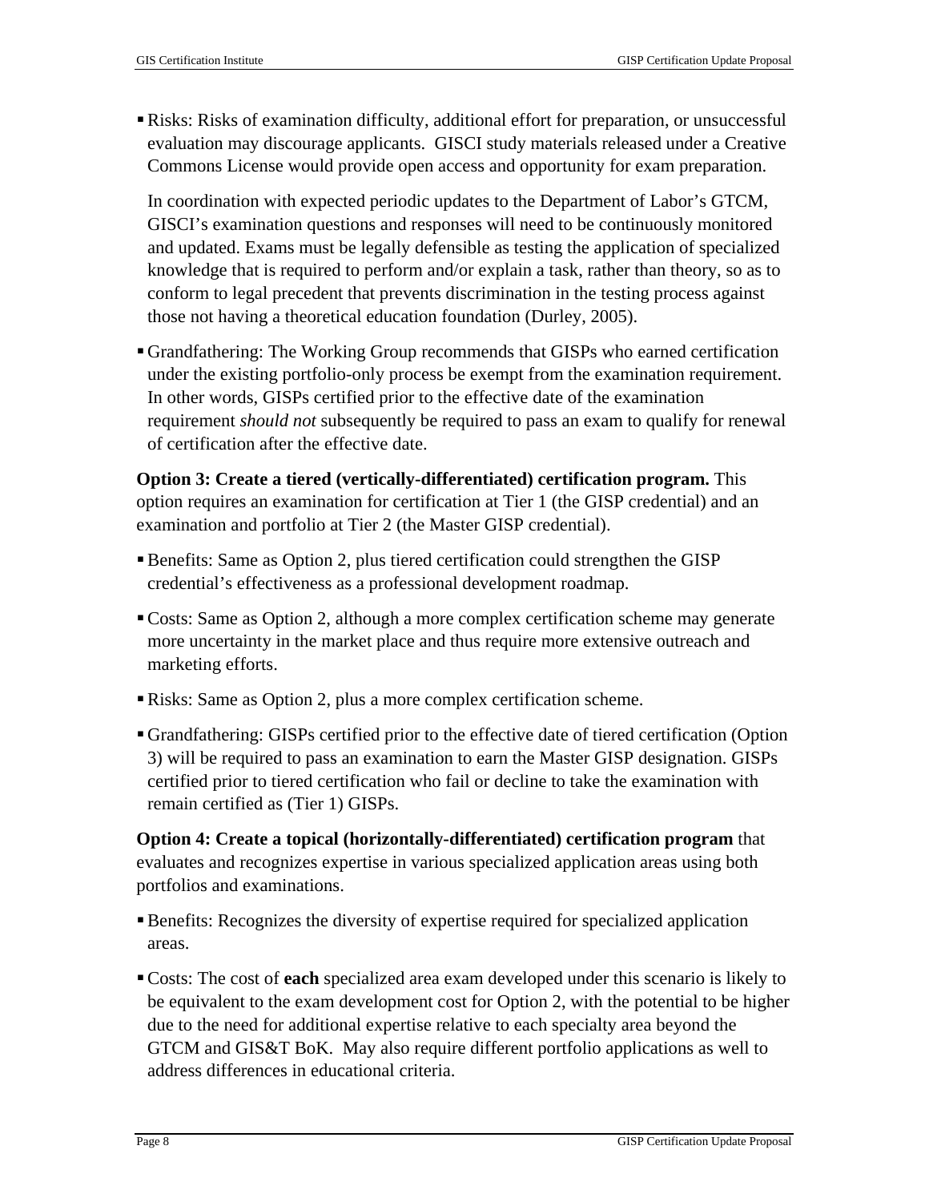- Risks: Risks of examination difficulty, additional effort for preparation, or unsuccessful evaluation may discourage applicants. GISCI study materials released under a Creative Commons License would provide open access and opportunity for exam preparation.

  In coordination with expected periodic updates to the Department of Labor's GTCM, GISCI's examination questions and responses will need to be continuously monitored and updated. Exams must be legally defensible as testing the application of specialized knowledge that is required to perform and/or explain a task, rather than theory, so as to conform to legal precedent that prevents discrimination in the testing process against those not having a theoretical education foundation (Durley, 2005).

- Grandfathering: The Working Group recommends that GISPs who earned certification under the existing portfolio-only process be exempt from the examination requirement. In other words, GISPs certified prior to the effective date of the examination requirement *should not* subsequently be required to pass an exam to qualify for renewal of certification after the effective date.

**Option 3: Create a tiered (vertically-differentiated) certification program.** This option requires an examination for certification at Tier 1 (the GISP credential) and an examination and portfolio at Tier 2 (the Master GISP credential).

- Benefits: Same as Option 2, plus tiered certification could strengthen the GISP credential's effectiveness as a professional development roadmap.
- Costs: Same as Option 2, although a more complex certification scheme may generate more uncertainty in the market place and thus require more extensive outreach and marketing efforts.
- Risks: Same as Option 2, plus a more complex certification scheme.
- Grandfathering: GISPs certified prior to the effective date of tiered certification (Option 3) will be required to pass an examination to earn the Master GISP designation. GISPs certified prior to tiered certification who fail or decline to take the examination with remain certified as (Tier 1) GISPs.

**Option 4: Create a topical (horizontally-differentiated) certification program** that evaluates and recognizes expertise in various specialized application areas using both portfolios and examinations.

- Benefits: Recognizes the diversity of expertise required for specialized application areas.
- Costs: The cost of **each** specialized area exam developed under this scenario is likely to be equivalent to the exam development cost for Option 2, with the potential to be higher due to the need for additional expertise relative to each specialty area beyond the GTCM and GIS&T BoK. May also require different portfolio applications as well to address differences in educational criteria.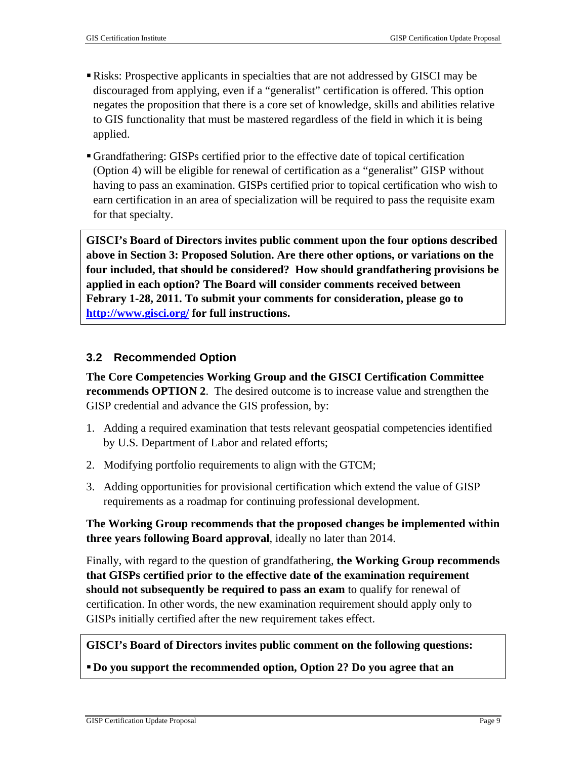- Risks: Prospective applicants in specialties that are not addressed by GISCI may be discouraged from applying, even if a "generalist" certification is offered. This option negates the proposition that there is a core set of knowledge, skills and abilities relative to GIS functionality that must be mastered regardless of the field in which it is being applied.

- Grandfathering: GISPs certified prior to the effective date of topical certification (Option 4) will be eligible for renewal of certification as a "generalist" GISP without having to pass an examination. GISPs certified prior to topical certification who wish to earn certification in an area of specialization will be required to pass the requisite exam for that specialty.

> **GISCI's Board of Directors invites public comment upon the four options described above in Section 3: Proposed Solution. Are there other options, or variations on the four included, that should be considered? How should grandfathering provisions be applied in each option? The Board will consider comments received between Febrary 1-28, 2011. To submit your comments for consideration, please go to [http://www.gisci.org/](http://www.gisci.org/) for full instructions.**

## 3.2 Recommended Option

**The Core Competencies Working Group and the GISCI Certification Committee recommends OPTION 2**. The desired outcome is to increase value and strengthen the GISP credential and advance the GIS profession, by:

1. Adding a required examination that tests relevant geospatial competencies identified by U.S. Department of Labor and related efforts;
2. Modifying portfolio requirements to align with the GTCM;
3. Adding opportunities for provisional certification which extend the value of GISP requirements as a roadmap for continuing professional development.

**The Working Group recommends that the proposed changes be implemented within three years following Board approval**, ideally no later than 2014.

Finally, with regard to the question of grandfathering, **the Working Group recommends that GISPs certified prior to the effective date of the examination requirement should not subsequently be required to pass an exam** to qualify for renewal of certification. In other words, the new examination requirement should apply only to GISPs initially certified after the new requirement takes effect.

> **GISCI's Board of Directors invites public comment on the following questions:**
>
> - **Do you support the recommended option, Option 2? Do you agree that an**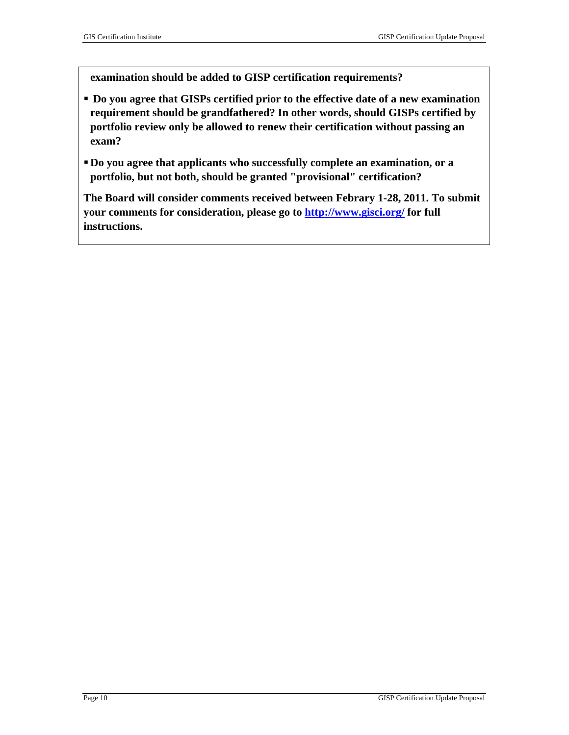**examination should be added to GISP certification requirements?**

- **Do you agree that GISPs certified prior to the effective date of a new examination requirement should be grandfathered? In other words, should GISPs certified by portfolio review only be allowed to renew their certification without passing an exam?**

- **Do you agree that applicants who successfully complete an examination, or a portfolio, but not both, should be granted "provisional" certification?**

**The Board will consider comments received between Febrary 1-28, 2011. To submit your comments for consideration, please go to [http://www.gisci.org/](http://www.gisci.org/) for full instructions.**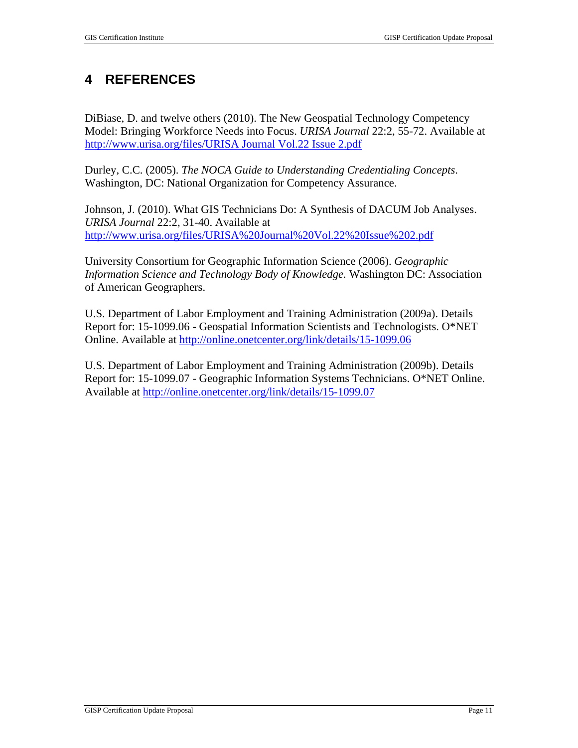# 4 REFERENCES

DiBiase, D. and twelve others (2010). The New Geospatial Technology Competency Model: Bringing Workforce Needs into Focus. *URISA Journal* 22:2, 55-72. Available at http://www.urisa.org/files/URISA Journal Vol.22 Issue 2.pdf

Durley, C.C. (2005). *The NOCA Guide to Understanding Credentialing Concepts*. Washington, DC: National Organization for Competency Assurance.

Johnson, J. (2010). What GIS Technicians Do: A Synthesis of DACUM Job Analyses. *URISA Journal* 22:2, 31-40. Available at http://www.urisa.org/files/URISA%20Journal%20Vol.22%20Issue%202.pdf

University Consortium for Geographic Information Science (2006). *Geographic Information Science and Technology Body of Knowledge.* Washington DC: Association of American Geographers.

U.S. Department of Labor Employment and Training Administration (2009a). Details Report for: 15-1099.06 - Geospatial Information Scientists and Technologists. O*NET Online. Available at http://online.onetcenter.org/link/details/15-1099.06

U.S. Department of Labor Employment and Training Administration (2009b). Details Report for: 15-1099.07 - Geographic Information Systems Technicians. O*NET Online. Available at http://online.onetcenter.org/link/details/15-1099.07